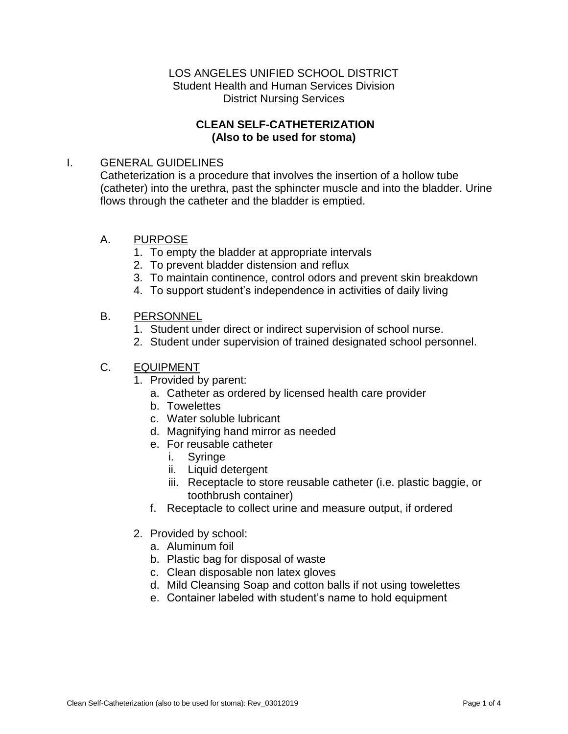LOS ANGELES UNIFIED SCHOOL DISTRICT
Student Health and Human Services Division
District Nursing Services

# CLEAN SELF-CATHETERIZATION
## (Also to be used for stoma)

I. GENERAL GUIDELINES

Catheterization is a procedure that involves the insertion of a hollow tube (catheter) into the urethra, past the sphincter muscle and into the bladder. Urine flows through the catheter and the bladder is emptied.

A. <u>PURPOSE</u>

1. To empty the bladder at appropriate intervals
2. To prevent bladder distension and reflux
3. To maintain continence, control odors and prevent skin breakdown
4. To support student's independence in activities of daily living

B. <u>PERSONNEL</u>

1. Student under direct or indirect supervision of school nurse.
2. Student under supervision of trained designated school personnel.

C. <u>EQUIPMENT</u>

1. Provided by parent:
   a. Catheter as ordered by licensed health care provider
   b. Towelettes
   c. Water soluble lubricant
   d. Magnifying hand mirror as needed
   e. For reusable catheter
      i. Syringe
      ii. Liquid detergent
      iii. Receptacle to store reusable catheter (i.e. plastic baggie, or toothbrush container)
   f. Receptacle to collect urine and measure output, if ordered

2. Provided by school:
   a. Aluminum foil
   b. Plastic bag for disposal of waste
   c. Clean disposable non latex gloves
   d. Mild Cleansing Soap and cotton balls if not using towelettes
   e. Container labeled with student's name to hold equipment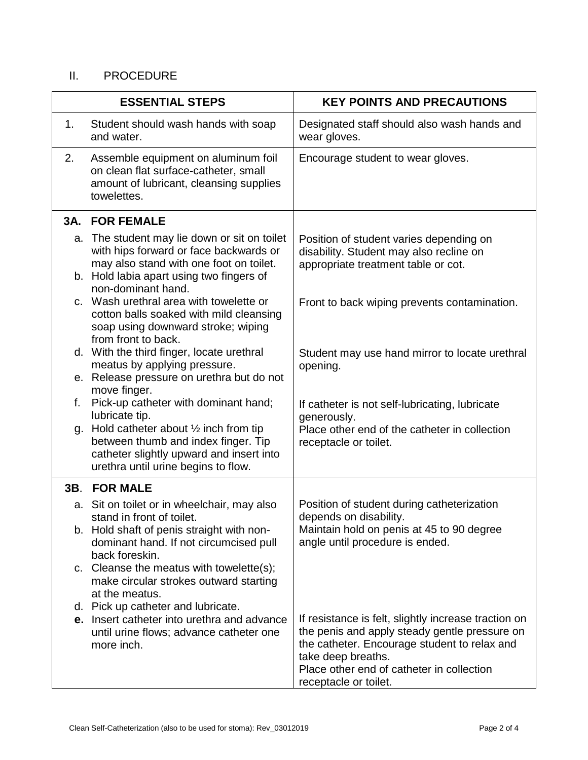## II. PROCEDURE

| ESSENTIAL STEPS | KEY POINTS AND PRECAUTIONS |
|---|---|
| 1. Student should wash hands with soap and water. | Designated staff should also wash hands and wear gloves. |
| 2. Assemble equipment on aluminum foil on clean flat surface-catheter, small amount of lubricant, cleansing supplies towelettes. | Encourage student to wear gloves. |
| **3A. FOR FEMALE** | |
| a. The student may lie down or sit on toilet with hips forward or face backwards or may also stand with one foot on toilet. | Position of student varies depending on disability. Student may also recline on appropriate treatment table or cot. |
| b. Hold labia apart using two fingers of non-dominant hand. | |
| c. Wash urethral area with towelette or cotton balls soaked with mild cleansing soap using downward stroke; wiping from front to back. | Front to back wiping prevents contamination. |
| d. With the third finger, locate urethral meatus by applying pressure. | Student may use hand mirror to locate urethral opening. |
| e. Release pressure on urethra but do not move finger. | |
| f. Pick-up catheter with dominant hand; lubricate tip. | If catheter is not self-lubricating, lubricate generously. |
| g. Hold catheter about ½ inch from tip between thumb and index finger. Tip catheter slightly upward and insert into urethra until urine begins to flow. | Place other end of the catheter in collection receptacle or toilet. |
| **3B. FOR MALE** | |
| a. Sit on toilet or in wheelchair, may also stand in front of toilet. | Position of student during catheterization depends on disability. |
| b. Hold shaft of penis straight with non-dominant hand. If not circumcised pull back foreskin. | Maintain hold on penis at 45 to 90 degree angle until procedure is ended. |
| c. Cleanse the meatus with towelette(s); make circular strokes outward starting at the meatus. | |
| d. Pick up catheter and lubricate. | |
| **e.** Insert catheter into urethra and advance until urine flows; advance catheter one more inch. | If resistance is felt, slightly increase traction on the penis and apply steady gentle pressure on the catheter. Encourage student to relax and take deep breaths. Place other end of catheter in collection receptacle or toilet. |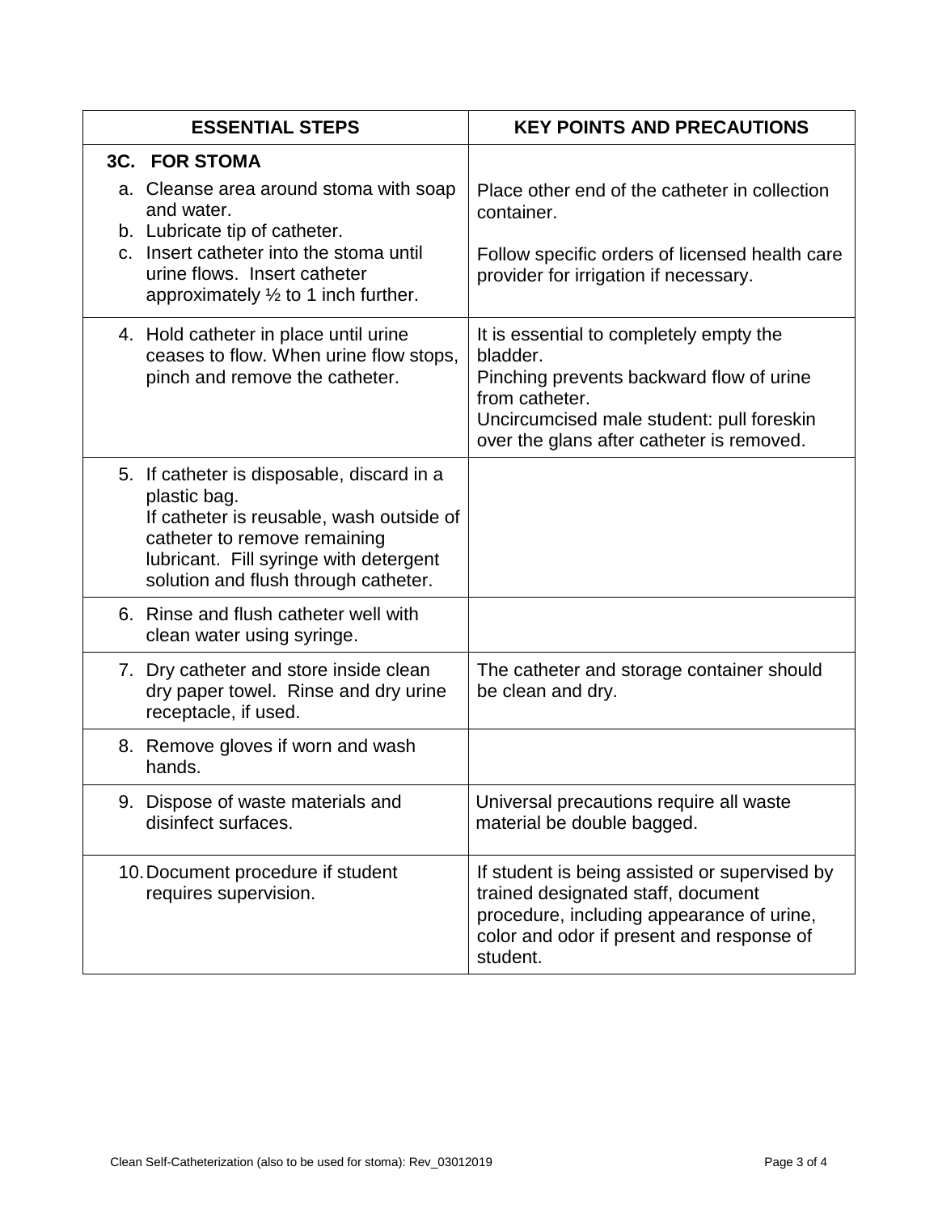| ESSENTIAL STEPS | KEY POINTS AND PRECAUTIONS |
|---|---|
| **3C. FOR STOMA**<br>a. Cleanse area around stoma with soap and water.<br>b. Lubricate tip of catheter.<br>c. Insert catheter into the stoma until urine flows. Insert catheter approximately ½ to 1 inch further. | Place other end of the catheter in collection container.<br><br>Follow specific orders of licensed health care provider for irrigation if necessary. |
| 4. Hold catheter in place until urine ceases to flow. When urine flow stops, pinch and remove the catheter. | It is essential to completely empty the bladder.<br>Pinching prevents backward flow of urine from catheter.<br>Uncircumcised male student: pull foreskin over the glans after catheter is removed. |
| 5. If catheter is disposable, discard in a plastic bag.<br>If catheter is reusable, wash outside of catheter to remove remaining lubricant. Fill syringe with detergent solution and flush through catheter. | |
| 6. Rinse and flush catheter well with clean water using syringe. | |
| 7. Dry catheter and store inside clean dry paper towel. Rinse and dry urine receptacle, if used. | The catheter and storage container should be clean and dry. |
| 8. Remove gloves if worn and wash hands. | |
| 9. Dispose of waste materials and disinfect surfaces. | Universal precautions require all waste material be double bagged. |
| 10. Document procedure if student requires supervision. | If student is being assisted or supervised by trained designated staff, document procedure, including appearance of urine, color and odor if present and response of student. |

Clean Self-Catheterization (also to be used for stoma): Rev_03012019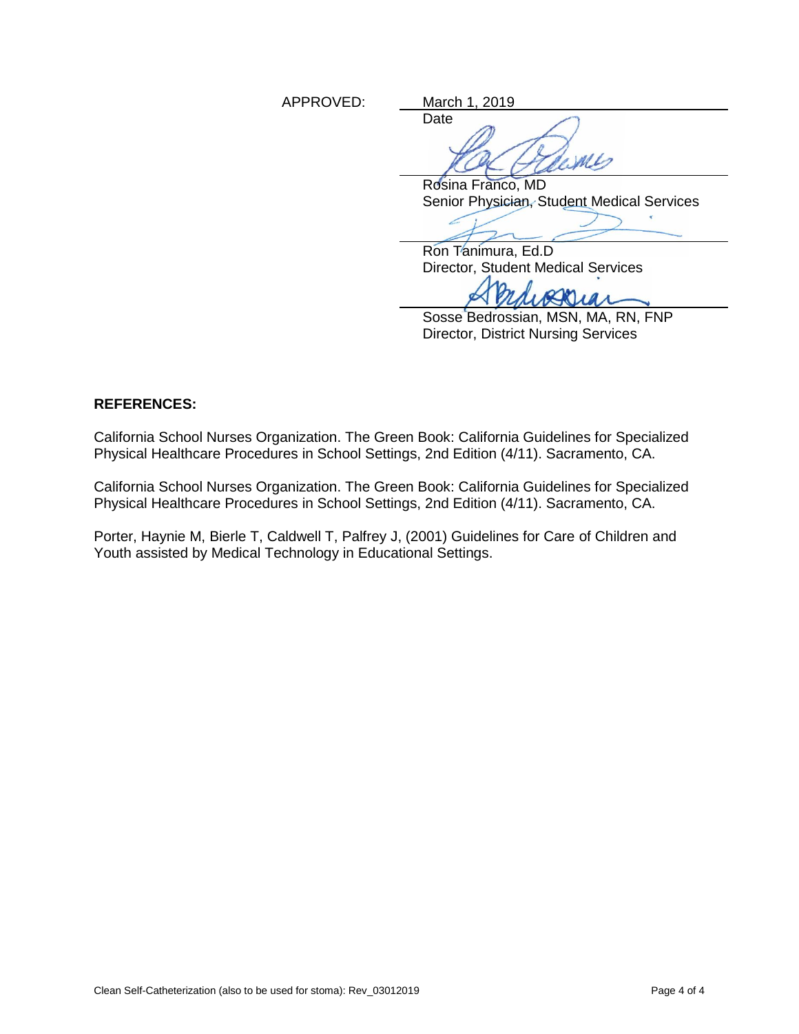APPROVED: March 1, 2019
Date

Rosina Franco, MD
Senior Physician, Student Medical Services

Ron Tanimura, Ed.D
Director, Student Medical Services

Sosse Bedrossian, MSN, MA, RN, FNP
Director, District Nursing Services

**REFERENCES:**

California School Nurses Organization. The Green Book: California Guidelines for Specialized Physical Healthcare Procedures in School Settings, 2nd Edition (4/11). Sacramento, CA.

California School Nurses Organization. The Green Book: California Guidelines for Specialized Physical Healthcare Procedures in School Settings, 2nd Edition (4/11). Sacramento, CA.

Porter, Haynie M, Bierle T, Caldwell T, Palfrey J, (2001) Guidelines for Care of Children and Youth assisted by Medical Technology in Educational Settings.